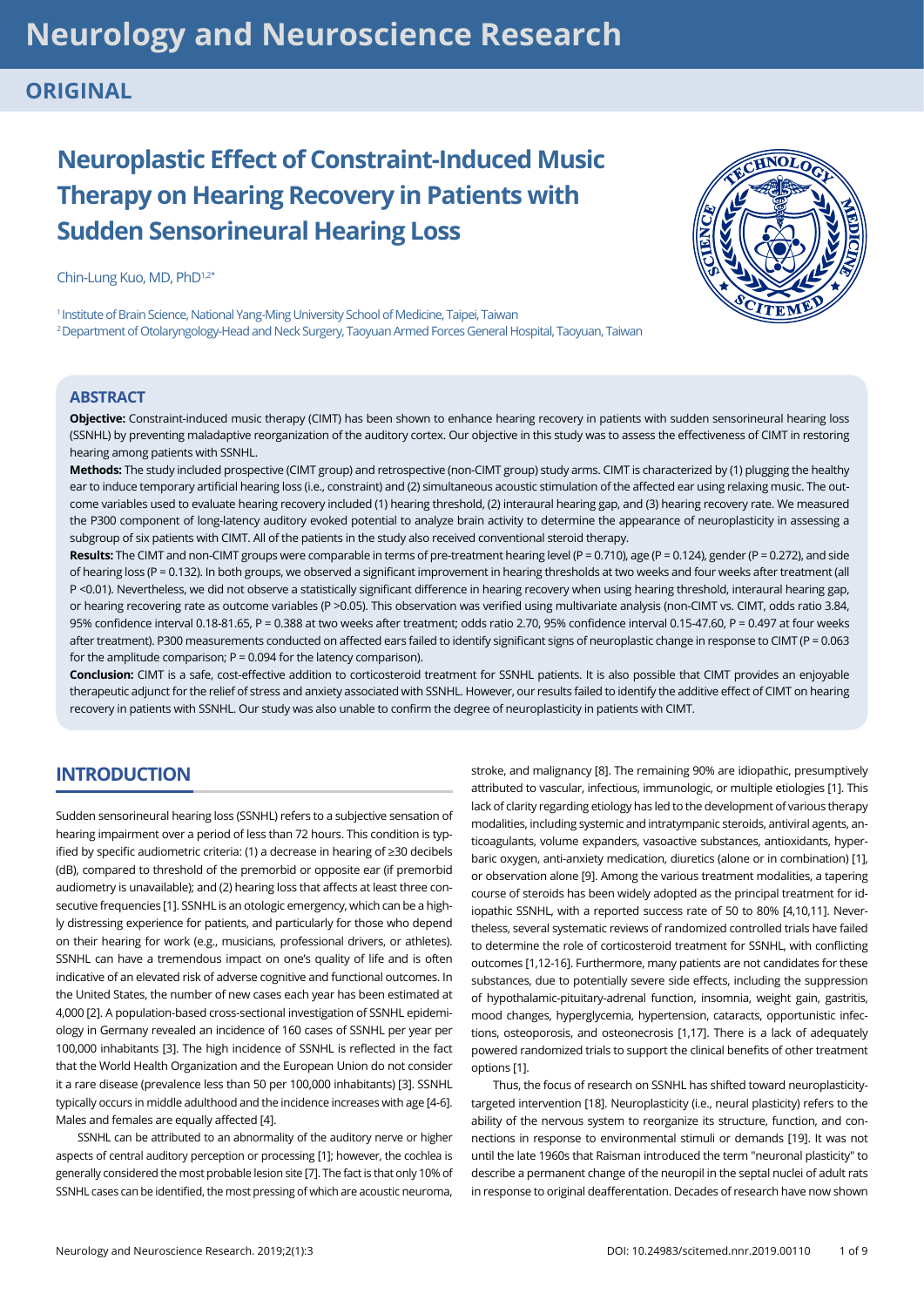ORIGINAL

# Neuroplastic Effect of Constraint-Induced Music Therapy on Hearing Recovery in Patients with Sudden Sensorineural Hearing Loss

Chin-Lung Kuo, MD, PhD[1,2*]

[1] Institute of Brain Science, National Yang-Ming University School of Medicine, Taipei, Taiwan
[2] Department of Otolaryngology-Head and Neck Surgery, Taoyuan Armed Forces General Hospital, Taoyuan, Taiwan

## ABSTRACT

**Objective:** Constraint-induced music therapy (CIMT) has been shown to enhance hearing recovery in patients with sudden sensorineural hearing loss (SSNHL) by preventing maladaptive reorganization of the auditory cortex. Our objective in this study was to assess the effectiveness of CIMT in restoring hearing among patients with SSNHL.

**Methods:** The study included prospective (CIMT group) and retrospective (non-CIMT group) study arms. CIMT is characterized by (1) plugging the healthy ear to induce temporary artificial hearing loss (i.e., constraint) and (2) simultaneous acoustic stimulation of the affected ear using relaxing music. The outcome variables used to evaluate hearing recovery included (1) hearing threshold, (2) interaural hearing gap, and (3) hearing recovery rate. We measured the P300 component of long-latency auditory evoked potential to analyze brain activity to determine the appearance of neuroplasticity in assessing a subgroup of six patients with CIMT. All of the patients in the study also received conventional steroid therapy.

**Results:** The CIMT and non-CIMT groups were comparable in terms of pre-treatment hearing level (P = 0.710), age (P = 0.124), gender (P = 0.272), and side of hearing loss (P = 0.132). In both groups, we observed a significant improvement in hearing thresholds at two weeks and four weeks after treatment (all P <0.01). Nevertheless, we did not observe a statistically significant difference in hearing recovery when using hearing threshold, interaural hearing gap, or hearing recovering rate as outcome variables (P >0.05). This observation was verified using multivariate analysis (non-CIMT vs. CIMT, odds ratio 3.84, 95% confidence interval 0.18-81.65, P = 0.388 at two weeks after treatment; odds ratio 2.70, 95% confidence interval 0.15-47.60, P = 0.497 at four weeks after treatment). P300 measurements conducted on affected ears failed to identify significant signs of neuroplastic change in response to CIMT (P = 0.063 for the amplitude comparison; P = 0.094 for the latency comparison).

**Conclusion:** CIMT is a safe, cost-effective addition to corticosteroid treatment for SSNHL patients. It is also possible that CIMT provides an enjoyable therapeutic adjunct for the relief of stress and anxiety associated with SSNHL. However, our results failed to identify the additive effect of CIMT on hearing recovery in patients with SSNHL. Our study was also unable to confirm the degree of neuroplasticity in patients with CIMT.

## INTRODUCTION

Sudden sensorineural hearing loss (SSNHL) refers to a subjective sensation of hearing impairment over a period of less than 72 hours. This condition is typified by specific audiometric criteria: (1) a decrease in hearing of ≥30 decibels (dB), compared to threshold of the premorbid or opposite ear (if premorbid audiometry is unavailable); and (2) hearing loss that affects at least three consecutive frequencies [1]. SSNHL is an otologic emergency, which can be a highly distressing experience for patients, and particularly for those who depend on their hearing for work (e.g., musicians, professional drivers, or athletes). SSNHL can have a tremendous impact on one's quality of life and is often indicative of an elevated risk of adverse cognitive and functional outcomes. In the United States, the number of new cases each year has been estimated at 4,000 [2]. A population-based cross-sectional investigation of SSNHL epidemiology in Germany revealed an incidence of 160 cases of SSNHL per year per 100,000 inhabitants [3]. The high incidence of SSNHL is reflected in the fact that the World Health Organization and the European Union do not consider it a rare disease (prevalence less than 50 per 100,000 inhabitants) [3]. SSNHL typically occurs in middle adulthood and the incidence increases with age [4-6]. Males and females are equally affected [4].

SSNHL can be attributed to an abnormality of the auditory nerve or higher aspects of central auditory perception or processing [1]; however, the cochlea is generally considered the most probable lesion site [7]. The fact is that only 10% of SSNHL cases can be identified, the most pressing of which are acoustic neuroma, stroke, and malignancy [8]. The remaining 90% are idiopathic, presumptively attributed to vascular, infectious, immunologic, or multiple etiologies [1]. This lack of clarity regarding etiology has led to the development of various therapy modalities, including systemic and intratympanic steroids, antiviral agents, anticoagulants, volume expanders, vasoactive substances, antioxidants, hyperbaric oxygen, anti-anxiety medication, diuretics (alone or in combination) [1], or observation alone [9]. Among the various treatment modalities, a tapering course of steroids has been widely adopted as the principal treatment for idiopathic SSNHL, with a reported success rate of 50 to 80% [4,10,11]. Nevertheless, several systematic reviews of randomized controlled trials have failed to determine the role of corticosteroid treatment for SSNHL, with conflicting outcomes [1,12-16]. Furthermore, many patients are not candidates for these substances, due to potentially severe side effects, including the suppression of hypothalamic-pituitary-adrenal function, insomnia, weight gain, gastritis, mood changes, hyperglycemia, hypertension, cataracts, opportunistic infections, osteoporosis, and osteonecrosis [1,17]. There is a lack of adequately powered randomized trials to support the clinical benefits of other treatment options [1].

Thus, the focus of research on SSNHL has shifted toward neuroplasticity-targeted intervention [18]. Neuroplasticity (i.e., neural plasticity) refers to the ability of the nervous system to reorganize its structure, function, and connections in response to environmental stimuli or demands [19]. It was not until the late 1960s that Raisman introduced the term "neuronal plasticity" to describe a permanent change of the neuropil in the septal nuclei of adult rats in response to original deafferentation. Decades of research have now shown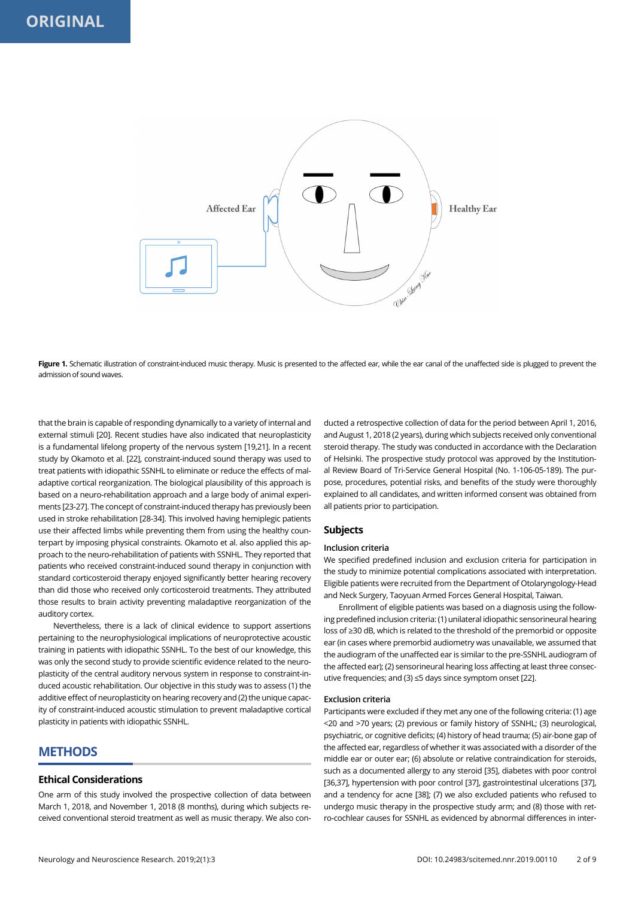Figure 1. Schematic illustration of constraint-induced music therapy. Music is presented to the affected ear, while the ear canal of the unaffected side is plugged to prevent the admission of sound waves.

that the brain is capable of responding dynamically to a variety of internal and external stimuli [20]. Recent studies have also indicated that neuroplasticity is a fundamental lifelong property of the nervous system [19,21]. In a recent study by Okamoto et al. [22], constraint-induced sound therapy was used to treat patients with idiopathic SSNHL to eliminate or reduce the effects of maladaptive cortical reorganization. The biological plausibility of this approach is based on a neuro-rehabilitation approach and a large body of animal experiments [23-27]. The concept of constraint-induced therapy has previously been used in stroke rehabilitation [28-34]. This involved having hemiplegic patients use their affected limbs while preventing them from using the healthy counterpart by imposing physical constraints. Okamoto et al. also applied this approach to the neuro-rehabilitation of patients with SSNHL. They reported that patients who received constraint-induced sound therapy in conjunction with standard corticosteroid therapy enjoyed significantly better hearing recovery than did those who received only corticosteroid treatments. They attributed those results to brain activity preventing maladaptive reorganization of the auditory cortex.

Nevertheless, there is a lack of clinical evidence to support assertions pertaining to the neurophysiological implications of neuroprotective acoustic training in patients with idiopathic SSNHL. To the best of our knowledge, this was only the second study to provide scientific evidence related to the neuroplasticity of the central auditory nervous system in response to constraint-induced acoustic rehabilitation. Our objective in this study was to assess (1) the additive effect of neuroplasticity on hearing recovery and (2) the unique capacity of constraint-induced acoustic stimulation to prevent maladaptive cortical plasticity in patients with idiopathic SSNHL.

## METHODS

### Ethical Considerations

One arm of this study involved the prospective collection of data between March 1, 2018, and November 1, 2018 (8 months), during which subjects received conventional steroid treatment as well as music therapy. We also conducted a retrospective collection of data for the period between April 1, 2016, and August 1, 2018 (2 years), during which subjects received only conventional steroid therapy. The study was conducted in accordance with the Declaration of Helsinki. The prospective study protocol was approved by the Institutional Review Board of Tri-Service General Hospital (No. 1-106-05-189). The purpose, procedures, potential risks, and benefits of the study were thoroughly explained to all candidates, and written informed consent was obtained from all patients prior to participation.

### Subjects

#### Inclusion criteria

We specified predefined inclusion and exclusion criteria for participation in the study to minimize potential complications associated with interpretation. Eligible patients were recruited from the Department of Otolaryngology-Head and Neck Surgery, Taoyuan Armed Forces General Hospital, Taiwan.

Enrollment of eligible patients was based on a diagnosis using the following predefined inclusion criteria: (1) unilateral idiopathic sensorineural hearing loss of ≥30 dB, which is related to the threshold of the premorbid or opposite ear (in cases where premorbid audiometry was unavailable, we assumed that the audiogram of the unaffected ear is similar to the pre-SSNHL audiogram of the affected ear); (2) sensorineural hearing loss affecting at least three consecutive frequencies; and (3) ≤5 days since symptom onset [22].

#### Exclusion criteria

Participants were excluded if they met any one of the following criteria: (1) age <20 and >70 years; (2) previous or family history of SSNHL; (3) neurological, psychiatric, or cognitive deficits; (4) history of head trauma; (5) air-bone gap of the affected ear, regardless of whether it was associated with a disorder of the middle ear or outer ear; (6) absolute or relative contraindication for steroids, such as a documented allergy to any steroid [35], diabetes with poor control [36,37], hypertension with poor control [37], gastrointestinal ulcerations [37], and a tendency for acne [38]; (7) we also excluded patients who refused to undergo music therapy in the prospective study arm; and (8) those with retro-cochlear causes for SSNHL as evidenced by abnormal differences in inter-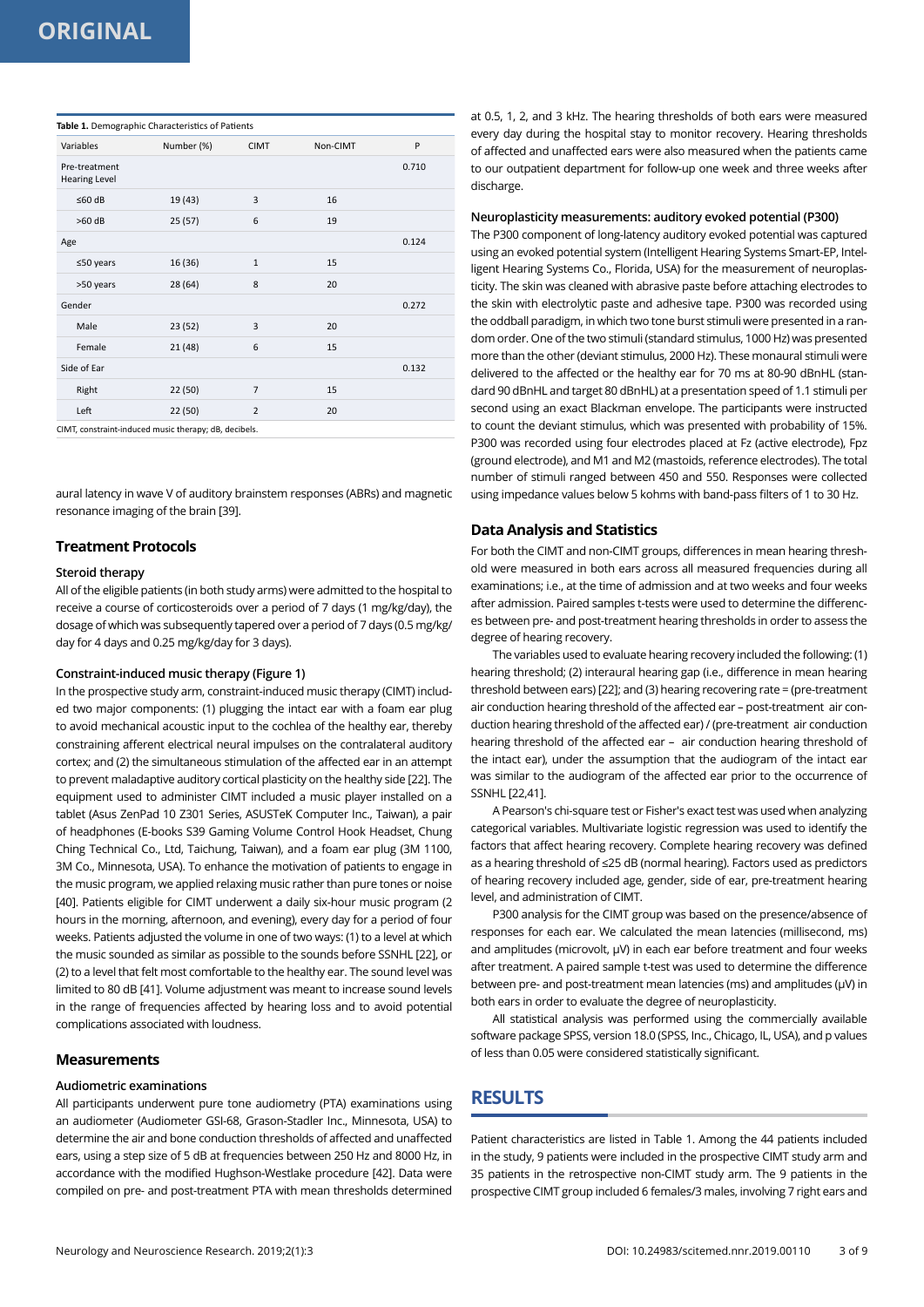**Table 1.** Demographic Characteristics of Patients

| Variables | Number (%) | CIMT | Non-CIMT | P |
|---|---|---|---|---|
| Pre-treatment Hearing Level | | | | 0.710 |
| ≤60 dB | 19 (43) | 3 | 16 | |
| >60 dB | 25 (57) | 6 | 19 | |
| Age | | | | 0.124 |
| ≤50 years | 16 (36) | 1 | 15 | |
| >50 years | 28 (64) | 8 | 20 | |
| Gender | | | | 0.272 |
| Male | 23 (52) | 3 | 20 | |
| Female | 21 (48) | 6 | 15 | |
| Side of Ear | | | | 0.132 |
| Right | 22 (50) | 7 | 15 | |
| Left | 22 (50) | 2 | 20 | |

CIMT, constraint-induced music therapy; dB, decibels.

aural latency in wave V of auditory brainstem responses (ABRs) and magnetic resonance imaging of the brain [39].

### Treatment Protocols

#### Steroid therapy

All of the eligible patients (in both study arms) were admitted to the hospital to receive a course of corticosteroids over a period of 7 days (1 mg/kg/day), the dosage of which was subsequently tapered over a period of 7 days (0.5 mg/kg/day for 4 days and 0.25 mg/kg/day for 3 days).

#### Constraint-induced music therapy (Figure 1)

In the prospective study arm, constraint-induced music therapy (CIMT) included two major components: (1) plugging the intact ear with a foam ear plug to avoid mechanical acoustic input to the cochlea of the healthy ear, thereby constraining afferent electrical neural impulses on the contralateral auditory cortex; and (2) the simultaneous stimulation of the affected ear in an attempt to prevent maladaptive auditory cortical plasticity on the healthy side [22]. The equipment used to administer CIMT included a music player installed on a tablet (Asus ZenPad 10 Z301 Series, ASUSTeK Computer Inc., Taiwan), a pair of headphones (E-books S39 Gaming Volume Control Hook Headset, Chung Ching Technical Co., Ltd, Taichung, Taiwan), and a foam ear plug (3M 1100, 3M Co., Minnesota, USA). To enhance the motivation of patients to engage in the music program, we applied relaxing music rather than pure tones or noise [40]. Patients eligible for CIMT underwent a daily six-hour music program (2 hours in the morning, afternoon, and evening), every day for a period of four weeks. Patients adjusted the volume in one of two ways: (1) to a level at which the music sounded as similar as possible to the sounds before SSNHL [22], or (2) to a level that felt most comfortable to the healthy ear. The sound level was limited to 80 dB [41]. Volume adjustment was meant to increase sound levels in the range of frequencies affected by hearing loss and to avoid potential complications associated with loudness.

### Measurements

#### Audiometric examinations

All participants underwent pure tone audiometry (PTA) examinations using an audiometer (Audiometer GSI-68, Grason-Stadler Inc., Minnesota, USA) to determine the air and bone conduction thresholds of affected and unaffected ears, using a step size of 5 dB at frequencies between 250 Hz and 8000 Hz, in accordance with the modified Hughson-Westlake procedure [42]. Data were compiled on pre- and post-treatment PTA with mean thresholds determined at 0.5, 1, 2, and 3 kHz. The hearing thresholds of both ears were measured every day during the hospital stay to monitor recovery. Hearing thresholds of affected and unaffected ears were also measured when the patients came to our outpatient department for follow-up one week and three weeks after discharge.

#### Neuroplasticity measurements: auditory evoked potential (P300)

The P300 component of long-latency auditory evoked potential was captured using an evoked potential system (Intelligent Hearing Systems Smart-EP, Intelligent Hearing Systems Co., Florida, USA) for the measurement of neuroplasticity. The skin was cleaned with abrasive paste before attaching electrodes to the skin with electrolytic paste and adhesive tape. P300 was recorded using the oddball paradigm, in which two tone burst stimuli were presented in a random order. One of the two stimuli (standard stimulus, 1000 Hz) was presented more than the other (deviant stimulus, 2000 Hz). These monaural stimuli were delivered to the affected or the healthy ear for 70 ms at 80-90 dBnHL (standard 90 dBnHL and target 80 dBnHL) at a presentation speed of 1.1 stimuli per second using an exact Blackman envelope. The participants were instructed to count the deviant stimulus, which was presented with probability of 15%. P300 was recorded using four electrodes placed at Fz (active electrode), Fpz (ground electrode), and M1 and M2 (mastoids, reference electrodes). The total number of stimuli ranged between 450 and 550. Responses were collected using impedance values below 5 kohms with band-pass filters of 1 to 30 Hz.

### Data Analysis and Statistics

For both the CIMT and non-CIMT groups, differences in mean hearing threshold were measured in both ears across all measured frequencies during all examinations; i.e., at the time of admission and at two weeks and four weeks after admission. Paired samples t-tests were used to determine the differences between pre- and post-treatment hearing thresholds in order to assess the degree of hearing recovery.

The variables used to evaluate hearing recovery included the following: (1) hearing threshold; (2) interaural hearing gap (i.e., difference in mean hearing threshold between ears) [22]; and (3) hearing recovering rate = (pre-treatment air conduction hearing threshold of the affected ear – post-treatment air conduction hearing threshold of the affected ear) / (pre-treatment air conduction hearing threshold of the affected ear – air conduction hearing threshold of the intact ear), under the assumption that the audiogram of the intact ear was similar to the audiogram of the affected ear prior to the occurrence of SSNHL [22,41].

A Pearson's chi-square test or Fisher's exact test was used when analyzing categorical variables. Multivariate logistic regression was used to identify the factors that affect hearing recovery. Complete hearing recovery was defined as a hearing threshold of ≤25 dB (normal hearing). Factors used as predictors of hearing recovery included age, gender, side of ear, pre-treatment hearing level, and administration of CIMT.

P300 analysis for the CIMT group was based on the presence/absence of responses for each ear. We calculated the mean latencies (millisecond, ms) and amplitudes (microvolt, μV) in each ear before treatment and four weeks after treatment. A paired sample t-test was used to determine the difference between pre- and post-treatment mean latencies (ms) and amplitudes (μV) in both ears in order to evaluate the degree of neuroplasticity.

All statistical analysis was performed using the commercially available software package SPSS, version 18.0 (SPSS, Inc., Chicago, IL, USA), and p values of less than 0.05 were considered statistically significant.

## RESULTS

Patient characteristics are listed in Table 1. Among the 44 patients included in the study, 9 patients were included in the prospective CIMT study arm and 35 patients in the retrospective non-CIMT study arm. The 9 patients in the prospective CIMT group included 6 females/3 males, involving 7 right ears and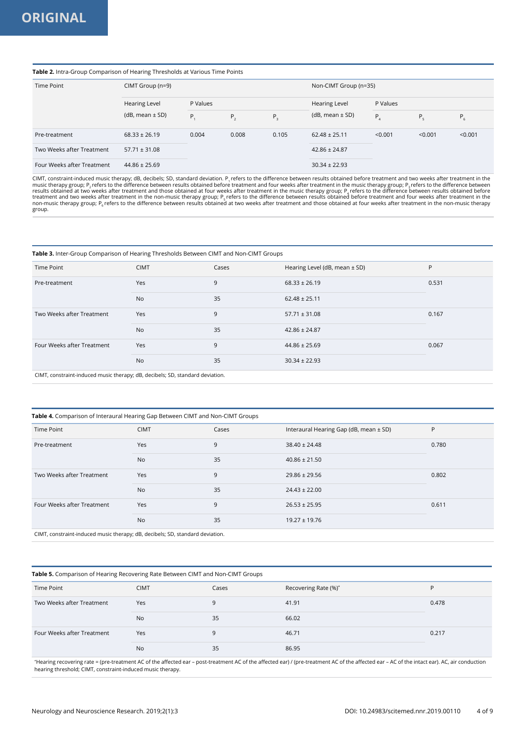**Table 2.** Intra-Group Comparison of Hearing Thresholds at Various Time Points

| Time Point | CIMT Group (n=9) | | | | Non-CIMT Group (n=35) | | | |
|---|---|---|---|---|---|---|---|---|
| | Hearing Level (dB, mean ± SD) | P Values | | | Hearing Level (dB, mean ± SD) | P Values | | |
| | | $P_1$ | $P_2$ | $P_3$ | | $P_4$ | $P_5$ | $P_6$ |
| Pre-treatment | 68.33 ± 26.19 | 0.004 | 0.008 | 0.105 | 62.48 ± 25.11 | <0.001 | <0.001 | <0.001 |
| Two Weeks after Treatment | 57.71 ± 31.08 | | | | 42.86 ± 24.87 | | | |
| Four Weeks after Treatment | 44.86 ± 25.69 | | | | 30.34 ± 22.93 | | | |

CIMT, constraint-induced music therapy; dB, decibels; SD, standard deviation. $P_1$ refers to the difference between results obtained before treatment and two weeks after treatment in the music therapy group; $P_2$ refers to the difference between results obtained before treatment and four weeks after treatment in the music therapy group; $P_3$ refers to the difference between results obtained at two weeks after treatment and those obtained at four weeks after treatment in the music therapy group; $P_4$ refers to the difference between results obtained before treatment and two weeks after treatment in the non-music therapy group; $P_5$ refers to the difference between results obtained before treatment and four weeks after treatment in the non-music therapy group; $P_6$ refers to the difference between results obtained at two weeks after treatment and those obtained at four weeks after treatment in the non-music therapy group.

**Table 3.** Inter-Group Comparison of Hearing Thresholds Between CIMT and Non-CIMT Groups

| Time Point | CIMT | Cases | Hearing Level (dB, mean ± SD) | P |
|---|---|---|---|---|
| Pre-treatment | Yes | 9 | 68.33 ± 26.19 | 0.531 |
| | No | 35 | 62.48 ± 25.11 | |
| Two Weeks after Treatment | Yes | 9 | 57.71 ± 31.08 | 0.167 |
| | No | 35 | 42.86 ± 24.87 | |
| Four Weeks after Treatment | Yes | 9 | 44.86 ± 25.69 | 0.067 |
| | No | 35 | 30.34 ± 22.93 | |

CIMT, constraint-induced music therapy; dB, decibels; SD, standard deviation.

**Table 4.** Comparison of Interaural Hearing Gap Between CIMT and Non-CIMT Groups

| Time Point | CIMT | Cases | Interaural Hearing Gap (dB, mean ± SD) | P |
|---|---|---|---|---|
| Pre-treatment | Yes | 9 | 38.40 ± 24.48 | 0.780 |
| | No | 35 | 40.86 ± 21.50 | |
| Two Weeks after Treatment | Yes | 9 | 29.86 ± 29.56 | 0.802 |
| | No | 35 | 24.43 ± 22.00 | |
| Four Weeks after Treatment | Yes | 9 | 26.53 ± 25.95 | 0.611 |
| | No | 35 | 19.27 ± 19.76 | |

CIMT, constraint-induced music therapy; dB, decibels; SD, standard deviation.

**Table 5.** Comparison of Hearing Recovering Rate Between CIMT and Non-CIMT Groups

| Time Point | CIMT | Cases | Recovering Rate (%)* | P |
|---|---|---|---|---|
| Two Weeks after Treatment | Yes | 9 | 41.91 | 0.478 |
| | No | 35 | 66.02 | |
| Four Weeks after Treatment | Yes | 9 | 46.71 | 0.217 |
| | No | 35 | 86.95 | |

*Hearing recovering rate = (pre-treatment AC of the affected ear – post-treatment AC of the affected ear) / (pre-treatment AC of the affected ear – AC of the intact ear). AC, air conduction hearing threshold; CIMT, constraint-induced music therapy.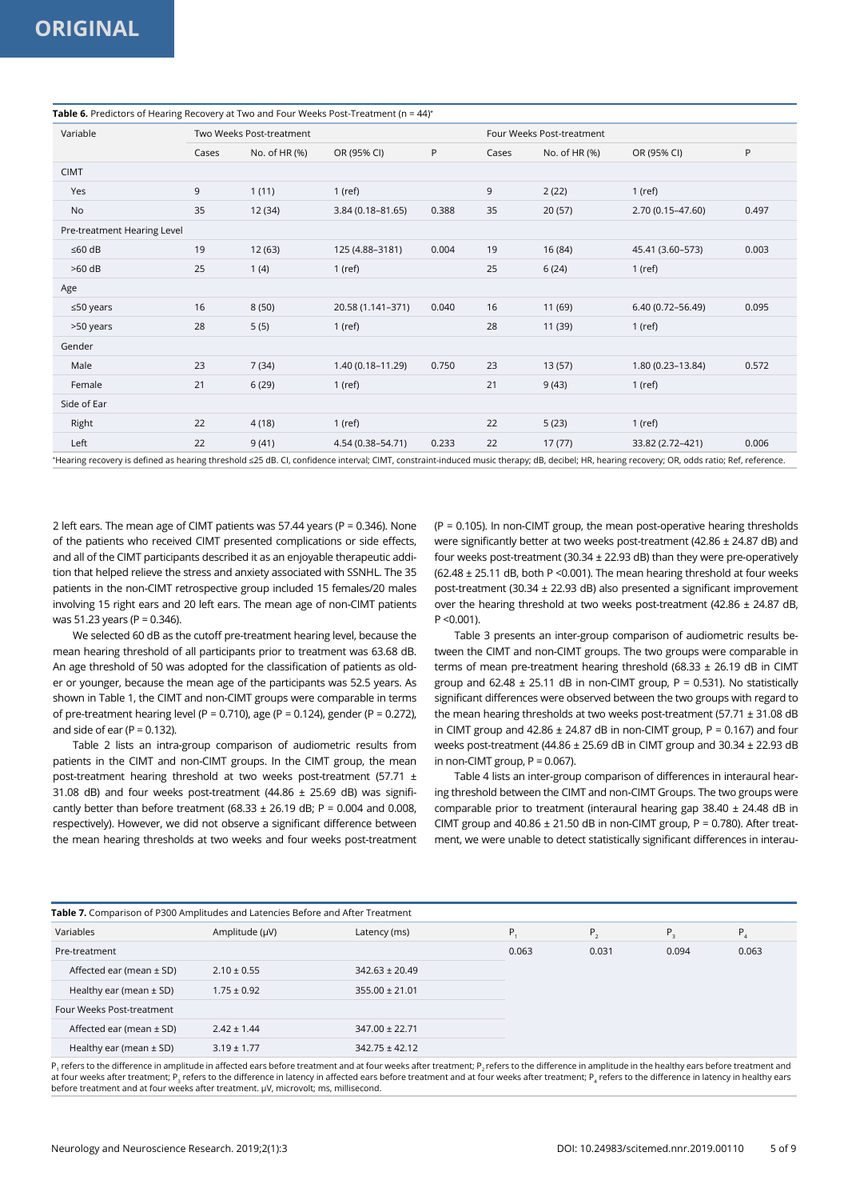**Table 6.** Predictors of Hearing Recovery at Two and Four Weeks Post-Treatment (n = 44)*

| Variable | Two Weeks Post-treatment | | | | Four Weeks Post-treatment | | | |
|---|---|---|---|---|---|---|---|---|
| | Cases | No. of HR (%) | OR (95% CI) | P | Cases | No. of HR (%) | OR (95% CI) | P |
| CIMT | | | | | | | | |
| Yes | 9 | 1 (11) | 1 (ref) | | 9 | 2 (22) | 1 (ref) | |
| No | 35 | 12 (34) | 3.84 (0.18–81.65) | 0.388 | 35 | 20 (57) | 2.70 (0.15–47.60) | 0.497 |
| Pre-treatment Hearing Level | | | | | | | | |
| ≤60 dB | 19 | 12 (63) | 125 (4.88–3181) | 0.004 | 19 | 16 (84) | 45.41 (3.60–573) | 0.003 |
| >60 dB | 25 | 1 (4) | 1 (ref) | | 25 | 6 (24) | 1 (ref) | |
| Age | | | | | | | | |
| ≤50 years | 16 | 8 (50) | 20.58 (1.141–371) | 0.040 | 16 | 11 (69) | 6.40 (0.72–56.49) | 0.095 |
| >50 years | 28 | 5 (5) | 1 (ref) | | 28 | 11 (39) | 1 (ref) | |
| Gender | | | | | | | | |
| Male | 23 | 7 (34) | 1.40 (0.18–11.29) | 0.750 | 23 | 13 (57) | 1.80 (0.23–13.84) | 0.572 |
| Female | 21 | 6 (29) | 1 (ref) | | 21 | 9 (43) | 1 (ref) | |
| Side of Ear | | | | | | | | |
| Right | 22 | 4 (18) | 1 (ref) | | 22 | 5 (23) | 1 (ref) | |
| Left | 22 | 9 (41) | 4.54 (0.38–54.71) | 0.233 | 22 | 17 (77) | 33.82 (2.72–421) | 0.006 |

*Hearing recovery is defined as hearing threshold ≤25 dB. CI, confidence interval; CIMT, constraint-induced music therapy; dB, decibel; HR, hearing recovery; OR, odds ratio; Ref, reference.

2 left ears. The mean age of CIMT patients was 57.44 years (P = 0.346). None of the patients who received CIMT presented complications or side effects, and all of the CIMT participants described it as an enjoyable therapeutic addition that helped relieve the stress and anxiety associated with SSNHL. The 35 patients in the non-CIMT retrospective group included 15 females/20 males involving 15 right ears and 20 left ears. The mean age of non-CIMT patients was 51.23 years (P = 0.346).

We selected 60 dB as the cutoff pre-treatment hearing level, because the mean hearing threshold of all participants prior to treatment was 63.68 dB. An age threshold of 50 was adopted for the classification of patients as older or younger, because the mean age of the participants was 52.5 years. As shown in Table 1, the CIMT and non-CIMT groups were comparable in terms of pre-treatment hearing level (P = 0.710), age (P = 0.124), gender (P = 0.272), and side of ear (P = 0.132).

Table 2 lists an intra-group comparison of audiometric results from patients in the CIMT and non-CIMT groups. In the CIMT group, the mean post-treatment hearing threshold at two weeks post-treatment (57.71 ± 31.08 dB) and four weeks post-treatment (44.86 ± 25.69 dB) was significantly better than before treatment (68.33 ± 26.19 dB; P = 0.004 and 0.008, respectively). However, we did not observe a significant difference between the mean hearing thresholds at two weeks and four weeks post-treatment (P = 0.105). In non-CIMT group, the mean post-operative hearing thresholds were significantly better at two weeks post-treatment (42.86 ± 24.87 dB) and four weeks post-treatment (30.34 ± 22.93 dB) than they were pre-operatively (62.48 ± 25.11 dB, both P <0.001). The mean hearing threshold at four weeks post-treatment (30.34 ± 22.93 dB) also presented a significant improvement over the hearing threshold at two weeks post-treatment (42.86 ± 24.87 dB, P <0.001).

Table 3 presents an inter-group comparison of audiometric results between the CIMT and non-CIMT groups. The two groups were comparable in terms of mean pre-treatment hearing threshold (68.33 ± 26.19 dB in CIMT group and 62.48 ± 25.11 dB in non-CIMT group, P = 0.531). No statistically significant differences were observed between the two groups with regard to the mean hearing thresholds at two weeks post-treatment (57.71 ± 31.08 dB in CIMT group and 42.86 ± 24.87 dB in non-CIMT group, P = 0.167) and four weeks post-treatment (44.86 ± 25.69 dB in CIMT group and 30.34 ± 22.93 dB in non-CIMT group, P = 0.067).

Table 4 lists an inter-group comparison of differences in interaural hearing threshold between the CIMT and non-CIMT Groups. The two groups were comparable prior to treatment (interaural hearing gap 38.40 ± 24.48 dB in CIMT group and 40.86 ± 21.50 dB in non-CIMT group, P = 0.780). After treatment, we were unable to detect statistically significant differences in interau-

**Table 7.** Comparison of P300 Amplitudes and Latencies Before and After Treatment

| Variables | Amplitude (μV) | Latency (ms) | $P_1$ | $P_2$ | $P_3$ | $P_4$ |
|---|---|---|---|---|---|---|
| Pre-treatment | | | 0.063 | 0.031 | 0.094 | 0.063 |
| Affected ear (mean ± SD) | 2.10 ± 0.55 | 342.63 ± 20.49 | | | | |
| Healthy ear (mean ± SD) | 1.75 ± 0.92 | 355.00 ± 21.01 | | | | |
| Four Weeks Post-treatment | | | | | | |
| Affected ear (mean ± SD) | 2.42 ± 1.44 | 347.00 ± 22.71 | | | | |
| Healthy ear (mean ± SD) | 3.19 ± 1.77 | 342.75 ± 42.12 | | | | |

$P_1$ refers to the difference in amplitude in affected ears before treatment and at four weeks after treatment; $P_2$ refers to the difference in amplitude in the healthy ears before treatment and at four weeks after treatment; $P_3$ refers to the difference in latency in affected ears before treatment and at four weeks after treatment; $P_4$ refers to the difference in latency in healthy ears before treatment and at four weeks after treatment. μV, microvolt; ms, millisecond.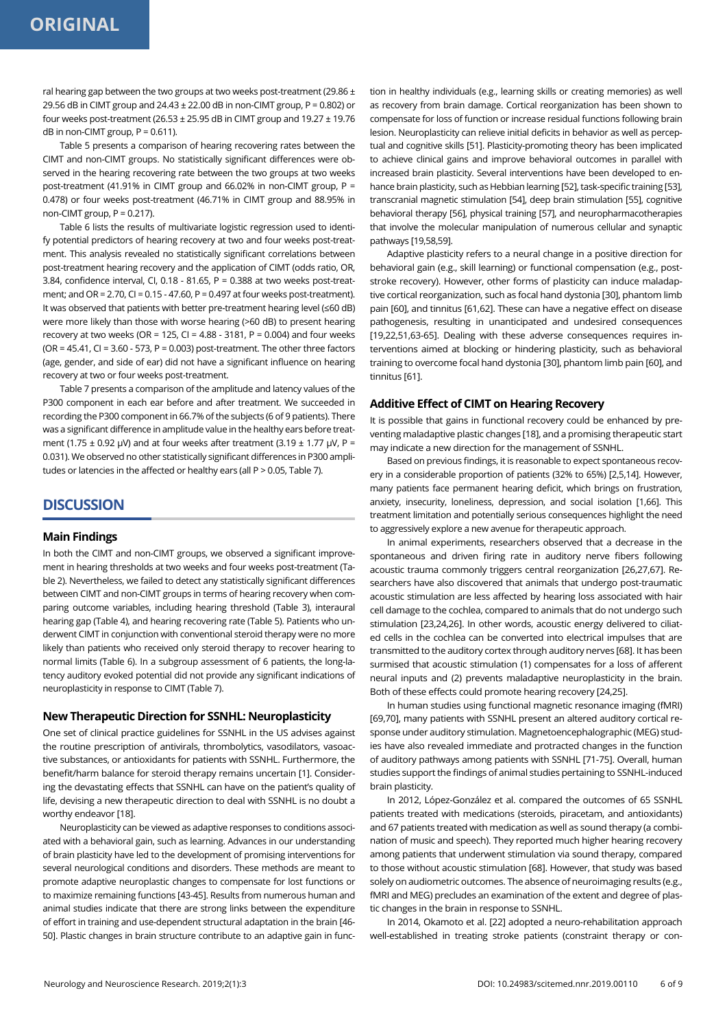ral hearing gap between the two groups at two weeks post-treatment (29.86 ± 29.56 dB in CIMT group and 24.43 ± 22.00 dB in non-CIMT group, P = 0.802) or four weeks post-treatment (26.53 ± 25.95 dB in CIMT group and 19.27 ± 19.76 dB in non-CIMT group, P = 0.611).

Table 5 presents a comparison of hearing recovering rates between the CIMT and non-CIMT groups. No statistically significant differences were observed in the hearing recovering rate between the two groups at two weeks post-treatment (41.91% in CIMT group and 66.02% in non-CIMT group, P = 0.478) or four weeks post-treatment (46.71% in CIMT group and 88.95% in non-CIMT group, P = 0.217).

Table 6 lists the results of multivariate logistic regression used to identify potential predictors of hearing recovery at two and four weeks post-treatment. This analysis revealed no statistically significant correlations between post-treatment hearing recovery and the application of CIMT (odds ratio, OR, 3.84, confidence interval, CI, 0.18 - 81.65, P = 0.388 at two weeks post-treatment; and OR = 2.70, CI = 0.15 - 47.60, P = 0.497 at four weeks post-treatment). It was observed that patients with better pre-treatment hearing level (≤60 dB) were more likely than those with worse hearing (>60 dB) to present hearing recovery at two weeks (OR = 125, CI = 4.88 - 3181, P = 0.004) and four weeks (OR = 45.41, CI = 3.60 - 573, P = 0.003) post-treatment. The other three factors (age, gender, and side of ear) did not have a significant influence on hearing recovery at two or four weeks post-treatment.

Table 7 presents a comparison of the amplitude and latency values of the P300 component in each ear before and after treatment. We succeeded in recording the P300 component in 66.7% of the subjects (6 of 9 patients). There was a significant difference in amplitude value in the healthy ears before treatment (1.75 ± 0.92 μV) and at four weeks after treatment (3.19 ± 1.77 μV, P = 0.031). We observed no other statistically significant differences in P300 amplitudes or latencies in the affected or healthy ears (all P > 0.05, Table 7).

## DISCUSSION

### Main Findings

In both the CIMT and non-CIMT groups, we observed a significant improvement in hearing thresholds at two weeks and four weeks post-treatment (Table 2). Nevertheless, we failed to detect any statistically significant differences between CIMT and non-CIMT groups in terms of hearing recovery when comparing outcome variables, including hearing threshold (Table 3), interaural hearing gap (Table 4), and hearing recovering rate (Table 5). Patients who underwent CIMT in conjunction with conventional steroid therapy were no more likely than patients who received only steroid therapy to recover hearing to normal limits (Table 6). In a subgroup assessment of 6 patients, the long-latency auditory evoked potential did not provide any significant indications of neuroplasticity in response to CIMT (Table 7).

### New Therapeutic Direction for SSNHL: Neuroplasticity

One set of clinical practice guidelines for SSNHL in the US advises against the routine prescription of antivirals, thrombolytics, vasodilators, vasoactive substances, or antioxidants for patients with SSNHL. Furthermore, the benefit/harm balance for steroid therapy remains uncertain [1]. Considering the devastating effects that SSNHL can have on the patient's quality of life, devising a new therapeutic direction to deal with SSNHL is no doubt a worthy endeavor [18].

Neuroplasticity can be viewed as adaptive responses to conditions associated with a behavioral gain, such as learning. Advances in our understanding of brain plasticity have led to the development of promising interventions for several neurological conditions and disorders. These methods are meant to promote adaptive neuroplastic changes to compensate for lost functions or to maximize remaining functions [43-45]. Results from numerous human and animal studies indicate that there are strong links between the expenditure of effort in training and use-dependent structural adaptation in the brain [46-50]. Plastic changes in brain structure contribute to an adaptive gain in function in healthy individuals (e.g., learning skills or creating memories) as well as recovery from brain damage. Cortical reorganization has been shown to compensate for loss of function or increase residual functions following brain lesion. Neuroplasticity can relieve initial deficits in behavior as well as perceptual and cognitive skills [51]. Plasticity-promoting theory has been implicated to achieve clinical gains and improve behavioral outcomes in parallel with increased brain plasticity. Several interventions have been developed to enhance brain plasticity, such as Hebbian learning [52], task-specific training [53], transcranial magnetic stimulation [54], deep brain stimulation [55], cognitive behavioral therapy [56], physical training [57], and neuropharmacotherapies that involve the molecular manipulation of numerous cellular and synaptic pathways [19,58,59].

Adaptive plasticity refers to a neural change in a positive direction for behavioral gain (e.g., skill learning) or functional compensation (e.g., post-stroke recovery). However, other forms of plasticity can induce maladaptive cortical reorganization, such as focal hand dystonia [30], phantom limb pain [60], and tinnitus [61,62]. These can have a negative effect on disease pathogenesis, resulting in unanticipated and undesired consequences [19,22,51,63-65]. Dealing with these adverse consequences requires interventions aimed at blocking or hindering plasticity, such as behavioral training to overcome focal hand dystonia [30], phantom limb pain [60], and tinnitus [61].

### Additive Effect of CIMT on Hearing Recovery

It is possible that gains in functional recovery could be enhanced by preventing maladaptive plastic changes [18], and a promising therapeutic start may indicate a new direction for the management of SSNHL.

Based on previous findings, it is reasonable to expect spontaneous recovery in a considerable proportion of patients (32% to 65%) [2,5,14]. However, many patients face permanent hearing deficit, which brings on frustration, anxiety, insecurity, loneliness, depression, and social isolation [1,66]. This treatment limitation and potentially serious consequences highlight the need to aggressively explore a new avenue for therapeutic approach.

In animal experiments, researchers observed that a decrease in the spontaneous and driven firing rate in auditory nerve fibers following acoustic trauma commonly triggers central reorganization [26,27,67]. Researchers have also discovered that animals that undergo post-traumatic acoustic stimulation are less affected by hearing loss associated with hair cell damage to the cochlea, compared to animals that do not undergo such stimulation [23,24,26]. In other words, acoustic energy delivered to ciliated cells in the cochlea can be converted into electrical impulses that are transmitted to the auditory cortex through auditory nerves [68]. It has been surmised that acoustic stimulation (1) compensates for a loss of afferent neural inputs and (2) prevents maladaptive neuroplasticity in the brain. Both of these effects could promote hearing recovery [24,25].

In human studies using functional magnetic resonance imaging (fMRI) [69,70], many patients with SSNHL present an altered auditory cortical response under auditory stimulation. Magnetoencephalographic (MEG) studies have also revealed immediate and protracted changes in the function of auditory pathways among patients with SSNHL [71-75]. Overall, human studies support the findings of animal studies pertaining to SSNHL-induced brain plasticity.

In 2012, López-González et al. compared the outcomes of 65 SSNHL patients treated with medications (steroids, piracetam, and antioxidants) and 67 patients treated with medication as well as sound therapy (a combination of music and speech). They reported much higher hearing recovery among patients that underwent stimulation via sound therapy, compared to those without acoustic stimulation [68]. However, that study was based solely on audiometric outcomes. The absence of neuroimaging results (e.g., fMRI and MEG) precludes an examination of the extent and degree of plastic changes in the brain in response to SSNHL.

In 2014, Okamoto et al. [22] adopted a neuro-rehabilitation approach well-established in treating stroke patients (constraint therapy or con-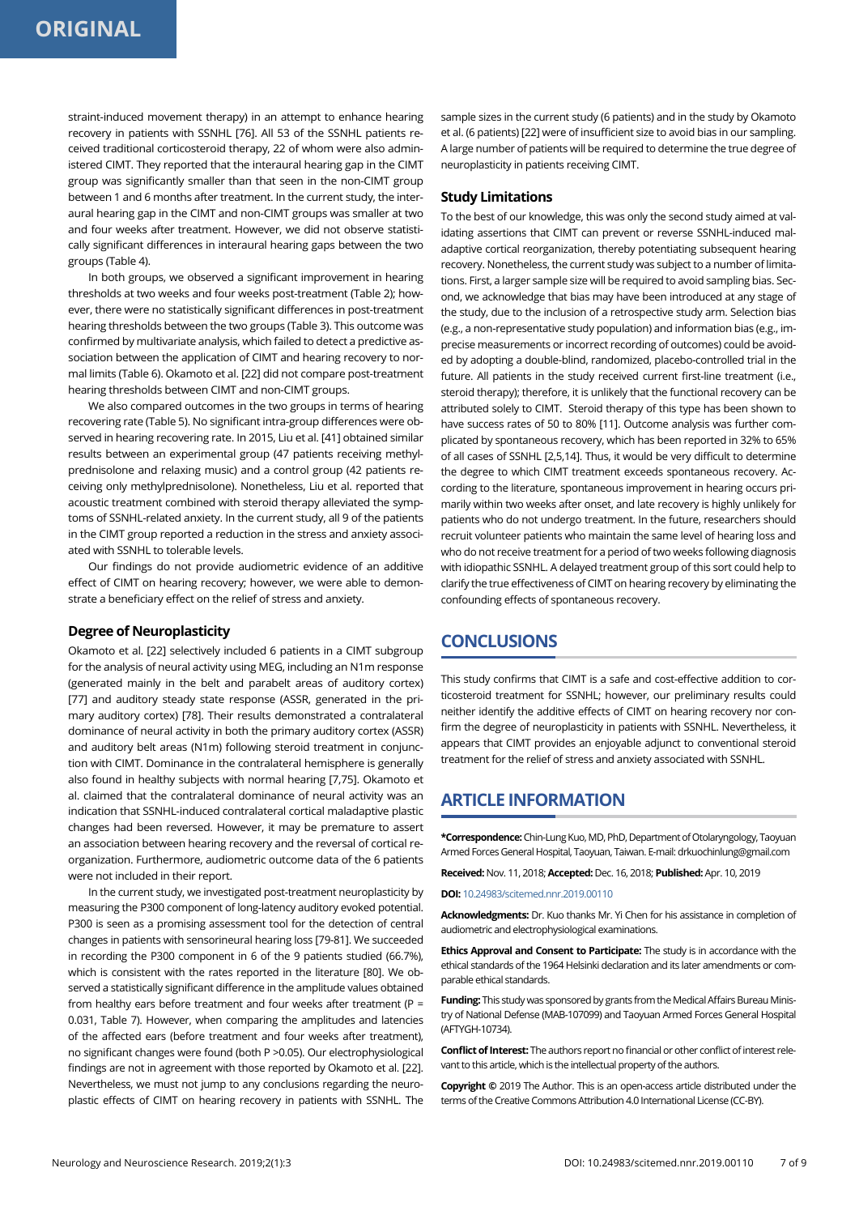straint-induced movement therapy) in an attempt to enhance hearing recovery in patients with SSNHL [76]. All 53 of the SSNHL patients received traditional corticosteroid therapy, 22 of whom were also administered CIMT. They reported that the interaural hearing gap in the CIMT group was significantly smaller than that seen in the non-CIMT group between 1 and 6 months after treatment. In the current study, the interaural hearing gap in the CIMT and non-CIMT groups was smaller at two and four weeks after treatment. However, we did not observe statistically significant differences in interaural hearing gaps between the two groups (Table 4).

In both groups, we observed a significant improvement in hearing thresholds at two weeks and four weeks post-treatment (Table 2); however, there were no statistically significant differences in post-treatment hearing thresholds between the two groups (Table 3). This outcome was confirmed by multivariate analysis, which failed to detect a predictive association between the application of CIMT and hearing recovery to normal limits (Table 6). Okamoto et al. [22] did not compare post-treatment hearing thresholds between CIMT and non-CIMT groups.

We also compared outcomes in the two groups in terms of hearing recovering rate (Table 5). No significant intra-group differences were observed in hearing recovering rate. In 2015, Liu et al. [41] obtained similar results between an experimental group (47 patients receiving methylprednisolone and relaxing music) and a control group (42 patients receiving only methylprednisolone). Nonetheless, Liu et al. reported that acoustic treatment combined with steroid therapy alleviated the symptoms of SSNHL-related anxiety. In the current study, all 9 of the patients in the CIMT group reported a reduction in the stress and anxiety associated with SSNHL to tolerable levels.

Our findings do not provide audiometric evidence of an additive effect of CIMT on hearing recovery; however, we were able to demonstrate a beneficiary effect on the relief of stress and anxiety.

### Degree of Neuroplasticity

Okamoto et al. [22] selectively included 6 patients in a CIMT subgroup for the analysis of neural activity using MEG, including an N1m response (generated mainly in the belt and parabelt areas of auditory cortex) [77] and auditory steady state response (ASSR, generated in the primary auditory cortex) [78]. Their results demonstrated a contralateral dominance of neural activity in both the primary auditory cortex (ASSR) and auditory belt areas (N1m) following steroid treatment in conjunction with CIMT. Dominance in the contralateral hemisphere is generally also found in healthy subjects with normal hearing [7,75]. Okamoto et al. claimed that the contralateral dominance of neural activity was an indication that SSNHL-induced contralateral cortical maladaptive plastic changes had been reversed. However, it may be premature to assert an association between hearing recovery and the reversal of cortical reorganization. Furthermore, audiometric outcome data of the 6 patients were not included in their report.

In the current study, we investigated post-treatment neuroplasticity by measuring the P300 component of long-latency auditory evoked potential. P300 is seen as a promising assessment tool for the detection of central changes in patients with sensorineural hearing loss [79-81]. We succeeded in recording the P300 component in 6 of the 9 patients studied (66.7%), which is consistent with the rates reported in the literature [80]. We observed a statistically significant difference in the amplitude values obtained from healthy ears before treatment and four weeks after treatment ($P = 0.031$, Table 7). However, when comparing the amplitudes and latencies of the affected ears (before treatment and four weeks after treatment), no significant changes were found (both $P > 0.05$). Our electrophysiological findings are not in agreement with those reported by Okamoto et al. [22]. Nevertheless, we must not jump to any conclusions regarding the neuroplastic effects of CIMT on hearing recovery in patients with SSNHL. The sample sizes in the current study (6 patients) and in the study by Okamoto et al. (6 patients) [22] were of insufficient size to avoid bias in our sampling. A large number of patients will be required to determine the true degree of neuroplasticity in patients receiving CIMT.

### Study Limitations

To the best of our knowledge, this was only the second study aimed at validating assertions that CIMT can prevent or reverse SSNHL-induced maladaptive cortical reorganization, thereby potentiating subsequent hearing recovery. Nonetheless, the current study was subject to a number of limitations. First, a larger sample size will be required to avoid sampling bias. Second, we acknowledge that bias may have been introduced at any stage of the study, due to the inclusion of a retrospective study arm. Selection bias (e.g., a non-representative study population) and information bias (e.g., imprecise measurements or incorrect recording of outcomes) could be avoided by adopting a double-blind, randomized, placebo-controlled trial in the future. All patients in the study received current first-line treatment (i.e., steroid therapy); therefore, it is unlikely that the functional recovery can be attributed solely to CIMT. Steroid therapy of this type has been shown to have success rates of 50 to 80% [11]. Outcome analysis was further complicated by spontaneous recovery, which has been reported in 32% to 65% of all cases of SSNHL [2,5,14]. Thus, it would be very difficult to determine the degree to which CIMT treatment exceeds spontaneous recovery. According to the literature, spontaneous improvement in hearing occurs primarily within two weeks after onset, and late recovery is highly unlikely for patients who do not undergo treatment. In the future, researchers should recruit volunteer patients who maintain the same level of hearing loss and who do not receive treatment for a period of two weeks following diagnosis with idiopathic SSNHL. A delayed treatment group of this sort could help to clarify the true effectiveness of CIMT on hearing recovery by eliminating the confounding effects of spontaneous recovery.

## CONCLUSIONS

This study confirms that CIMT is a safe and cost-effective addition to corticosteroid treatment for SSNHL; however, our preliminary results could neither identify the additive effects of CIMT on hearing recovery nor confirm the degree of neuroplasticity in patients with SSNHL. Nevertheless, it appears that CIMT provides an enjoyable adjunct to conventional steroid treatment for the relief of stress and anxiety associated with SSNHL.

## ARTICLE INFORMATION

**\*Correspondence:** Chin-Lung Kuo, MD, PhD, Department of Otolaryngology, Taoyuan Armed Forces General Hospital, Taoyuan, Taiwan. E-mail: drkuochinlung@gmail.com

**Received:** Nov. 11, 2018; **Accepted:** Dec. 16, 2018; **Published:** Apr. 10, 2019

**DOI:** 10.24983/scitemed.nnr.2019.00110

**Acknowledgments:** Dr. Kuo thanks Mr. Yi Chen for his assistance in completion of audiometric and electrophysiological examinations.

**Ethics Approval and Consent to Participate:** The study is in accordance with the ethical standards of the 1964 Helsinki declaration and its later amendments or comparable ethical standards.

**Funding:** This study was sponsored by grants from the Medical Affairs Bureau Ministry of National Defense (MAB-107099) and Taoyuan Armed Forces General Hospital (AFTYGH-10734).

**Conflict of Interest:** The authors report no financial or other conflict of interest relevant to this article, which is the intellectual property of the authors.

**Copyright ©** 2019 The Author. This is an open-access article distributed under the terms of the Creative Commons Attribution 4.0 International License (CC-BY).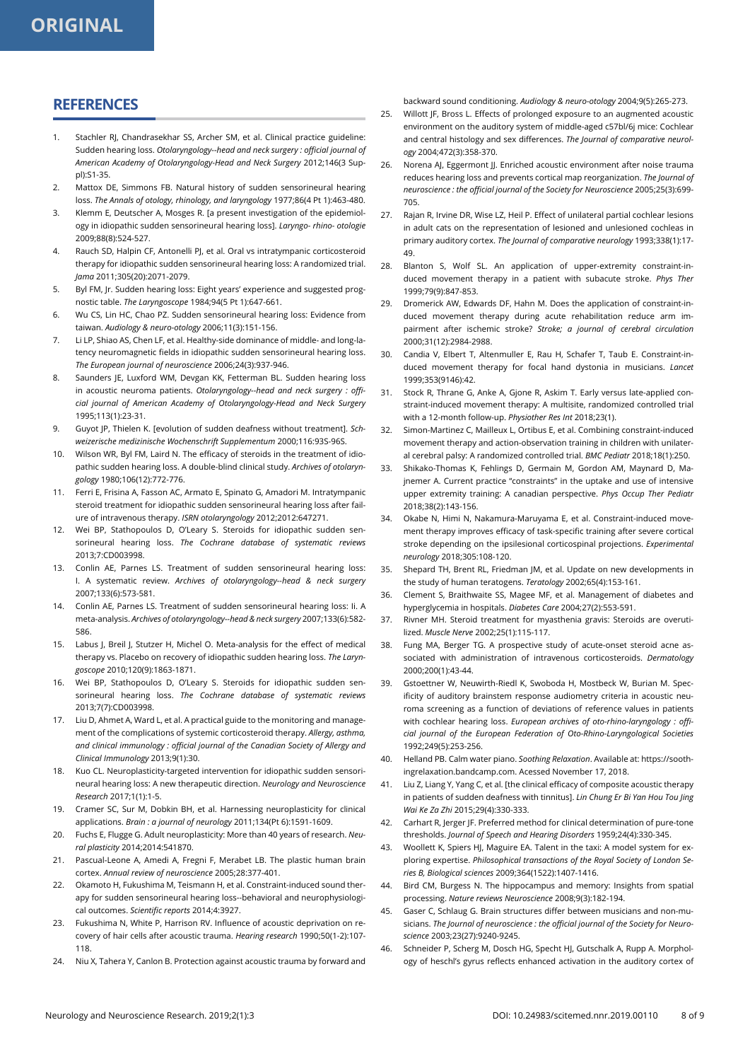## REFERENCES

1. Stachler RJ, Chandrasekhar SS, Archer SM, et al. Clinical practice guideline: Sudden hearing loss. *Otolaryngology--head and neck surgery : official journal of American Academy of Otolaryngology-Head and Neck Surgery* 2012;146(3 Suppl):S1-35.
2. Mattox DE, Simmons FB. Natural history of sudden sensorineural hearing loss. *The Annals of otology, rhinology, and laryngology* 1977;86(4 Pt 1):463-480.
3. Klemm E, Deutscher A, Mosges R. [a present investigation of the epidemiology in idiopathic sudden sensorineural hearing loss]. *Laryngo- rhino- otologie* 2009;88(8):524-527.
4. Rauch SD, Halpin CF, Antonelli PJ, et al. Oral vs intratympanic corticosteroid therapy for idiopathic sudden sensorineural hearing loss: A randomized trial. *Jama* 2011;305(20):2071-2079.
5. Byl FM, Jr. Sudden hearing loss: Eight years' experience and suggested prognostic table. *The Laryngoscope* 1984;94(5 Pt 1):647-661.
6. Wu CS, Lin HC, Chao PZ. Sudden sensorineural hearing loss: Evidence from taiwan. *Audiology & neuro-otology* 2006;11(3):151-156.
7. Li LP, Shiao AS, Chen LF, et al. Healthy-side dominance of middle- and long-latency neuromagnetic fields in idiopathic sudden sensorineural hearing loss. *The European journal of neuroscience* 2006;24(3):937-946.
8. Saunders JE, Luxford WM, Devgan KK, Fetterman BL. Sudden hearing loss in acoustic neuroma patients. *Otolaryngology--head and neck surgery : official journal of American Academy of Otolaryngology-Head and Neck Surgery* 1995;113(1):23-31.
9. Guyot JP, Thielen K. [evolution of sudden deafness without treatment]. *Schweizerische medizinische Wochenschrift Supplementum* 2000;116:93S-96S.
10. Wilson WR, Byl FM, Laird N. The efficacy of steroids in the treatment of idiopathic sudden hearing loss. A double-blind clinical study. *Archives of otolaryngology* 1980;106(12):772-776.
11. Ferri E, Frisina A, Fasson AC, Armato E, Spinato G, Amadori M. Intratympanic steroid treatment for idiopathic sudden sensorineural hearing loss after failure of intravenous therapy. *ISRN otolaryngology* 2012;2012:647271.
12. Wei BP, Stathopoulos D, O'Leary S. Steroids for idiopathic sudden sensorineural hearing loss. *The Cochrane database of systematic reviews* 2013;7:CD003998.
13. Conlin AE, Parnes LS. Treatment of sudden sensorineural hearing loss: I. A systematic review. *Archives of otolaryngology--head & neck surgery* 2007;133(6):573-581.
14. Conlin AE, Parnes LS. Treatment of sudden sensorineural hearing loss: Ii. A meta-analysis. *Archives of otolaryngology--head & neck surgery* 2007;133(6):582-586.
15. Labus J, Breil J, Stutzer H, Michel O. Meta-analysis for the effect of medical therapy vs. Placebo on recovery of idiopathic sudden hearing loss. *The Laryngoscope* 2010;120(9):1863-1871.
16. Wei BP, Stathopoulos D, O'Leary S. Steroids for idiopathic sudden sensorineural hearing loss. *The Cochrane database of systematic reviews* 2013;7(7):CD003998.
17. Liu D, Ahmet A, Ward L, et al. A practical guide to the monitoring and management of the complications of systemic corticosteroid therapy. *Allergy, asthma, and clinical immunology : official journal of the Canadian Society of Allergy and Clinical Immunology* 2013;9(1):30.
18. Kuo CL. Neuroplasticity-targeted intervention for idiopathic sudden sensorineural hearing loss: A new therapeutic direction. *Neurology and Neuroscience Research* 2017;1(1):1-5.
19. Cramer SC, Sur M, Dobkin BH, et al. Harnessing neuroplasticity for clinical applications. *Brain : a journal of neurology* 2011;134(Pt 6):1591-1609.
20. Fuchs E, Flugge G. Adult neuroplasticity: More than 40 years of research. *Neural plasticity* 2014;2014:541870.
21. Pascual-Leone A, Amedi A, Fregni F, Merabet LB. The plastic human brain cortex. *Annual review of neuroscience* 2005;28:377-401.
22. Okamoto H, Fukushima M, Teismann H, et al. Constraint-induced sound therapy for sudden sensorineural hearing loss--behavioral and neurophysiological outcomes. *Scientific reports* 2014;4:3927.
23. Fukushima N, White P, Harrison RV. Influence of acoustic deprivation on recovery of hair cells after acoustic trauma. *Hearing research* 1990;50(1-2):107-118.
24. Niu X, Tahera Y, Canlon B. Protection against acoustic trauma by forward and backward sound conditioning. *Audiology & neuro-otology* 2004;9(5):265-273.
25. Willott JF, Bross L. Effects of prolonged exposure to an augmented acoustic environment on the auditory system of middle-aged c57bl/6j mice: Cochlear and central histology and sex differences. *The Journal of comparative neurology* 2004;472(3):358-370.
26. Norena AJ, Eggermont JJ. Enriched acoustic environment after noise trauma reduces hearing loss and prevents cortical map reorganization. *The Journal of neuroscience : the official journal of the Society for Neuroscience* 2005;25(3):699-705.
27. Rajan R, Irvine DR, Wise LZ, Heil P. Effect of unilateral partial cochlear lesions in adult cats on the representation of lesioned and unlesioned cochleas in primary auditory cortex. *The Journal of comparative neurology* 1993;338(1):17-49.
28. Blanton S, Wolf SL. An application of upper-extremity constraint-induced movement therapy in a patient with subacute stroke. *Phys Ther* 1999;79(9):847-853.
29. Dromerick AW, Edwards DF, Hahn M. Does the application of constraint-induced movement therapy during acute rehabilitation reduce arm impairment after ischemic stroke? *Stroke; a journal of cerebral circulation* 2000;31(12):2984-2988.
30. Candia V, Elbert T, Altenmuller E, Rau H, Schafer T, Taub E. Constraint-induced movement therapy for focal hand dystonia in musicians. *Lancet* 1999;353(9146):42.
31. Stock R, Thrane G, Anke A, Gjone R, Askim T. Early versus late-applied constraint-induced movement therapy: A multisite, randomized controlled trial with a 12-month follow-up. *Physiother Res Int* 2018;23(1).
32. Simon-Martinez C, Mailleux L, Ortibus E, et al. Combining constraint-induced movement therapy and action-observation training in children with unilateral cerebral palsy: A randomized controlled trial. *BMC Pediatr* 2018;18(1):250.
33. Shikako-Thomas K, Fehlings D, Germain M, Gordon AM, Maynard D, Majnemer A. Current practice "constraints" in the uptake and use of intensive upper extremity training: A canadian perspective. *Phys Occup Ther Pediatr* 2018;38(2):143-156.
34. Okabe N, Himi N, Nakamura-Maruyama E, et al. Constraint-induced movement therapy improves efficacy of task-specific training after severe cortical stroke depending on the ipsilesional corticospinal projections. *Experimental neurology* 2018;305:108-120.
35. Shepard TH, Brent RL, Friedman JM, et al. Update on new developments in the study of human teratogens. *Teratology* 2002;65(4):153-161.
36. Clement S, Braithwaite SS, Magee MF, et al. Management of diabetes and hyperglycemia in hospitals. *Diabetes Care* 2004;27(2):553-591.
37. Rivner MH. Steroid treatment for myasthenia gravis: Steroids are overutilized. *Muscle Nerve* 2002;25(1):115-117.
38. Fung MA, Berger TG. A prospective study of acute-onset steroid acne associated with administration of intravenous corticosteroids. *Dermatology* 2000;200(1):43-44.
39. Gstoettner W, Neuwirth-Riedl K, Swoboda H, Mostbeck W, Burian M. Specificity of auditory brainstem response audiometry criteria in acoustic neuroma screening as a function of deviations of reference values in patients with cochlear hearing loss. *European archives of oto-rhino-laryngology : official journal of the European Federation of Oto-Rhino-Laryngological Societies* 1992;249(5):253-256.
40. Helland PB. Calm water piano. *Soothing Relaxation*. Available at: https://soothingrelaxation.bandcamp.com. Acessed November 17, 2018.
41. Liu Z, Liang Y, Yang C, et al. [the clinical efficacy of composite acoustic therapy in patients of sudden deafness with tinnitus]. *Lin Chung Er Bi Yan Hou Tou Jing Wai Ke Za Zhi* 2015;29(4):330-333.
42. Carhart R, Jerger JF. Preferred method for clinical determination of pure-tone thresholds. *Journal of Speech and Hearing Disorders* 1959;24(4):330-345.
43. Woollett K, Spiers HJ, Maguire EA. Talent in the taxi: A model system for exploring expertise. *Philosophical transactions of the Royal Society of London Series B, Biological sciences* 2009;364(1522):1407-1416.
44. Bird CM, Burgess N. The hippocampus and memory: Insights from spatial processing. *Nature reviews Neuroscience* 2008;9(3):182-194.
45. Gaser C, Schlaug G. Brain structures differ between musicians and non-musicians. *The Journal of neuroscience : the official journal of the Society for Neuroscience* 2003;23(27):9240-9245.
46. Schneider P, Scherg M, Dosch HG, Specht HJ, Gutschalk A, Rupp A. Morphology of heschl's gyrus reflects enhanced activation in the auditory cortex of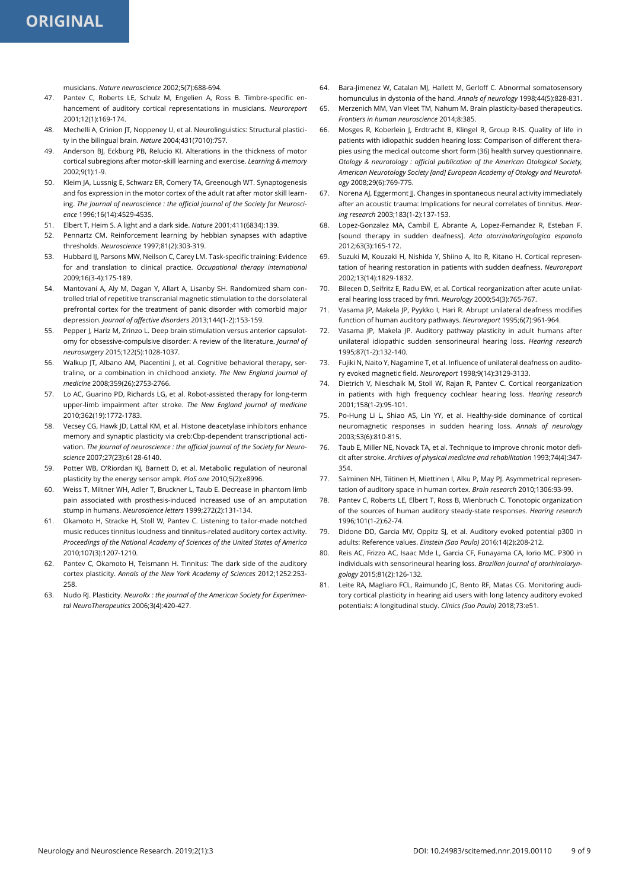musicians. *Nature neuroscience* 2002;5(7):688-694.

47. Pantev C, Roberts LE, Schulz M, Engelien A, Ross B. Timbre-specific enhancement of auditory cortical representations in musicians. *Neuroreport* 2001;12(1):169-174.
48. Mechelli A, Crinion JT, Noppeney U, et al. Neurolinguistics: Structural plasticity in the bilingual brain. *Nature* 2004;431(7010):757.
49. Anderson BJ, Eckburg PB, Relucio KI. Alterations in the thickness of motor cortical subregions after motor-skill learning and exercise. *Learning & memory* 2002;9(1):1-9.
50. Kleim JA, Lussnig E, Schwarz ER, Comery TA, Greenough WT. Synaptogenesis and fos expression in the motor cortex of the adult rat after motor skill learning. *The Journal of neuroscience : the official journal of the Society for Neuroscience* 1996;16(14):4529-4535.
51. Elbert T, Heim S. A light and a dark side. *Nature* 2001;411(6834):139.
52. Pennartz CM. Reinforcement learning by hebbian synapses with adaptive thresholds. *Neuroscience* 1997;81(2):303-319.
53. Hubbard IJ, Parsons MW, Neilson C, Carey LM. Task-specific training: Evidence for and translation to clinical practice. *Occupational therapy international* 2009;16(3-4):175-189.
54. Mantovani A, Aly M, Dagan Y, Allart A, Lisanby SH. Randomized sham controlled trial of repetitive transcranial magnetic stimulation to the dorsolateral prefrontal cortex for the treatment of panic disorder with comorbid major depression. *Journal of affective disorders* 2013;144(1-2):153-159.
55. Pepper J, Hariz M, Zrinzo L. Deep brain stimulation versus anterior capsulotomy for obsessive-compulsive disorder: A review of the literature. *Journal of neurosurgery* 2015;122(5):1028-1037.
56. Walkup JT, Albano AM, Piacentini J, et al. Cognitive behavioral therapy, sertraline, or a combination in childhood anxiety. *The New England journal of medicine* 2008;359(26):2753-2766.
57. Lo AC, Guarino PD, Richards LG, et al. Robot-assisted therapy for long-term upper-limb impairment after stroke. *The New England journal of medicine* 2010;362(19):1772-1783.
58. Vecsey CG, Hawk JD, Lattal KM, et al. Histone deacetylase inhibitors enhance memory and synaptic plasticity via creb:Cbp-dependent transcriptional activation. *The Journal of neuroscience : the official journal of the Society for Neuroscience* 2007;27(23):6128-6140.
59. Potter WB, O'Riordan KJ, Barnett D, et al. Metabolic regulation of neuronal plasticity by the energy sensor ampk. *PloS one* 2010;5(2):e8996.
60. Weiss T, Miltner WH, Adler T, Bruckner L, Taub E. Decrease in phantom limb pain associated with prosthesis-induced increased use of an amputation stump in humans. *Neuroscience letters* 1999;272(2):131-134.
61. Okamoto H, Stracke H, Stoll W, Pantev C. Listening to tailor-made notched music reduces tinnitus loudness and tinnitus-related auditory cortex activity. *Proceedings of the National Academy of Sciences of the United States of America* 2010;107(3):1207-1210.
62. Pantev C, Okamoto H, Teismann H. Tinnitus: The dark side of the auditory cortex plasticity. *Annals of the New York Academy of Sciences* 2012;1252:253-258.
63. Nudo RJ. Plasticity. *NeuroRx : the journal of the American Society for Experimental NeuroTherapeutics* 2006;3(4):420-427.
64. Bara-Jimenez W, Catalan MJ, Hallett M, Gerloff C. Abnormal somatosensory homunculus in dystonia of the hand. *Annals of neurology* 1998;44(5):828-831.
65. Merzenich MM, Van Vleet TM, Nahum M. Brain plasticity-based therapeutics. *Frontiers in human neuroscience* 2014;8:385.
66. Mosges R, Koberlein J, Erdtracht B, Klingel R, Group R-IS. Quality of life in patients with idiopathic sudden hearing loss: Comparison of different therapies using the medical outcome short form (36) health survey questionnaire. *Otology & neurotology : official publication of the American Otological Society, American Neurotology Society [and] European Academy of Otology and Neurotology* 2008;29(6):769-775.
67. Norena AJ, Eggermont JJ. Changes in spontaneous neural activity immediately after an acoustic trauma: Implications for neural correlates of tinnitus. *Hearing research* 2003;183(1-2):137-153.
68. Lopez-Gonzalez MA, Cambil E, Abrante A, Lopez-Fernandez R, Esteban F. [sound therapy in sudden deafness]. *Acta otorrinolaringologica espanola* 2012;63(3):165-172.
69. Suzuki M, Kouzaki H, Nishida Y, Shiino A, Ito R, Kitano H. Cortical representation of hearing restoration in patients with sudden deafness. *Neuroreport* 2002;13(14):1829-1832.
70. Bilecen D, Seifritz E, Radu EW, et al. Cortical reorganization after acute unilateral hearing loss traced by fmri. *Neurology* 2000;54(3):765-767.
71. Vasama JP, Makela JP, Pyykko I, Hari R. Abrupt unilateral deafness modifies function of human auditory pathways. *Neuroreport* 1995;6(7):961-964.
72. Vasama JP, Makela JP. Auditory pathway plasticity in adult humans after unilateral idiopathic sudden sensorineural hearing loss. *Hearing research* 1995;87(1-2):132-140.
73. Fujiki N, Naito Y, Nagamine T, et al. Influence of unilateral deafness on auditory evoked magnetic field. *Neuroreport* 1998;9(14):3129-3133.
74. Dietrich V, Nieschalk M, Stoll W, Rajan R, Pantev C. Cortical reorganization in patients with high frequency cochlear hearing loss. *Hearing research* 2001;158(1-2):95-101.
75. Po-Hung Li L, Shiao AS, Lin YY, et al. Healthy-side dominance of cortical neuromagnetic responses in sudden hearing loss. *Annals of neurology* 2003;53(6):810-815.
76. Taub E, Miller NE, Novack TA, et al. Technique to improve chronic motor deficit after stroke. *Archives of physical medicine and rehabilitation* 1993;74(4):347-354.
77. Salminen NH, Tiitinen H, Miettinen I, Alku P, May PJ. Asymmetrical representation of auditory space in human cortex. *Brain research* 2010;1306:93-99.
78. Pantev C, Roberts LE, Elbert T, Ross B, Wienbruch C. Tonotopic organization of the sources of human auditory steady-state responses. *Hearing research* 1996;101(1-2):62-74.
79. Didone DD, Garcia MV, Oppitz SJ, et al. Auditory evoked potential p300 in adults: Reference values. *Einstein (Sao Paulo)* 2016;14(2):208-212.
80. Reis AC, Frizzo AC, Isaac Mde L, Garcia CF, Funayama CA, Iorio MC. P300 in individuals with sensorineural hearing loss. *Brazilian journal of otorhinolaryngology* 2015;81(2):126-132.
81. Leite RA, Magliaro FCL, Raimundo JC, Bento RF, Matas CG. Monitoring auditory cortical plasticity in hearing aid users with long latency auditory evoked potentials: A longitudinal study. *Clinics (Sao Paulo)* 2018;73:e51.